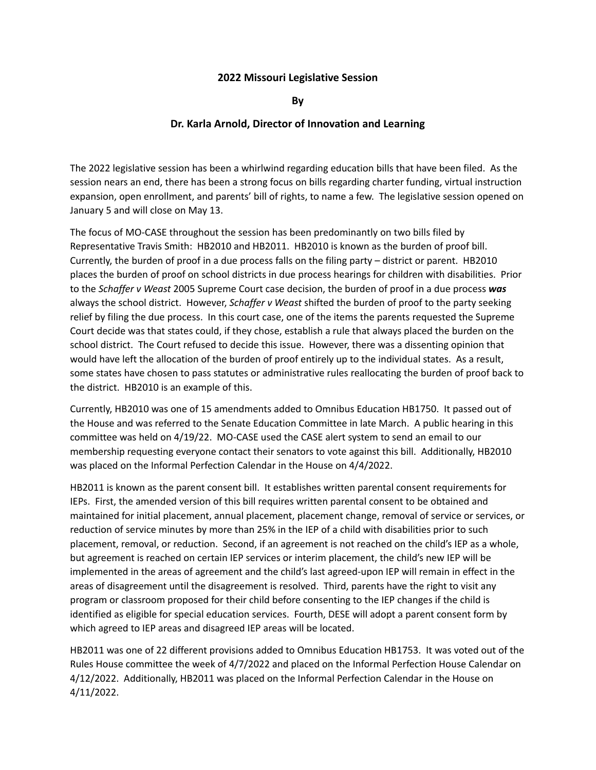# 2022 Missouri Legislative Session

**By**

**Dr. Karla Arnold, Director of Innovation and Learning**

The 2022 legislative session has been a whirlwind regarding education bills that have been filed. As the session nears an end, there has been a strong focus on bills regarding charter funding, virtual instruction expansion, open enrollment, and parents' bill of rights, to name a few. The legislative session opened on January 5 and will close on May 13.

The focus of MO-CASE throughout the session has been predominantly on two bills filed by Representative Travis Smith: HB2010 and HB2011. HB2010 is known as the burden of proof bill. Currently, the burden of proof in a due process falls on the filing party – district or parent. HB2010 places the burden of proof on school districts in due process hearings for children with disabilities. Prior to the *Schaffer v Weast* 2005 Supreme Court case decision, the burden of proof in a due process ***was*** always the school district. However, *Schaffer v Weast* shifted the burden of proof to the party seeking relief by filing the due process. In this court case, one of the items the parents requested the Supreme Court decide was that states could, if they chose, establish a rule that always placed the burden on the school district. The Court refused to decide this issue. However, there was a dissenting opinion that would have left the allocation of the burden of proof entirely up to the individual states. As a result, some states have chosen to pass statutes or administrative rules reallocating the burden of proof back to the district. HB2010 is an example of this.

Currently, HB2010 was one of 15 amendments added to Omnibus Education HB1750. It passed out of the House and was referred to the Senate Education Committee in late March. A public hearing in this committee was held on 4/19/22. MO-CASE used the CASE alert system to send an email to our membership requesting everyone contact their senators to vote against this bill. Additionally, HB2010 was placed on the Informal Perfection Calendar in the House on 4/4/2022.

HB2011 is known as the parent consent bill. It establishes written parental consent requirements for IEPs. First, the amended version of this bill requires written parental consent to be obtained and maintained for initial placement, annual placement, placement change, removal of service or services, or reduction of service minutes by more than 25% in the IEP of a child with disabilities prior to such placement, removal, or reduction. Second, if an agreement is not reached on the child's IEP as a whole, but agreement is reached on certain IEP services or interim placement, the child's new IEP will be implemented in the areas of agreement and the child's last agreed-upon IEP will remain in effect in the areas of disagreement until the disagreement is resolved. Third, parents have the right to visit any program or classroom proposed for their child before consenting to the IEP changes if the child is identified as eligible for special education services. Fourth, DESE will adopt a parent consent form by which agreed to IEP areas and disagreed IEP areas will be located.

HB2011 was one of 22 different provisions added to Omnibus Education HB1753. It was voted out of the Rules House committee the week of 4/7/2022 and placed on the Informal Perfection House Calendar on 4/12/2022. Additionally, HB2011 was placed on the Informal Perfection Calendar in the House on 4/11/2022.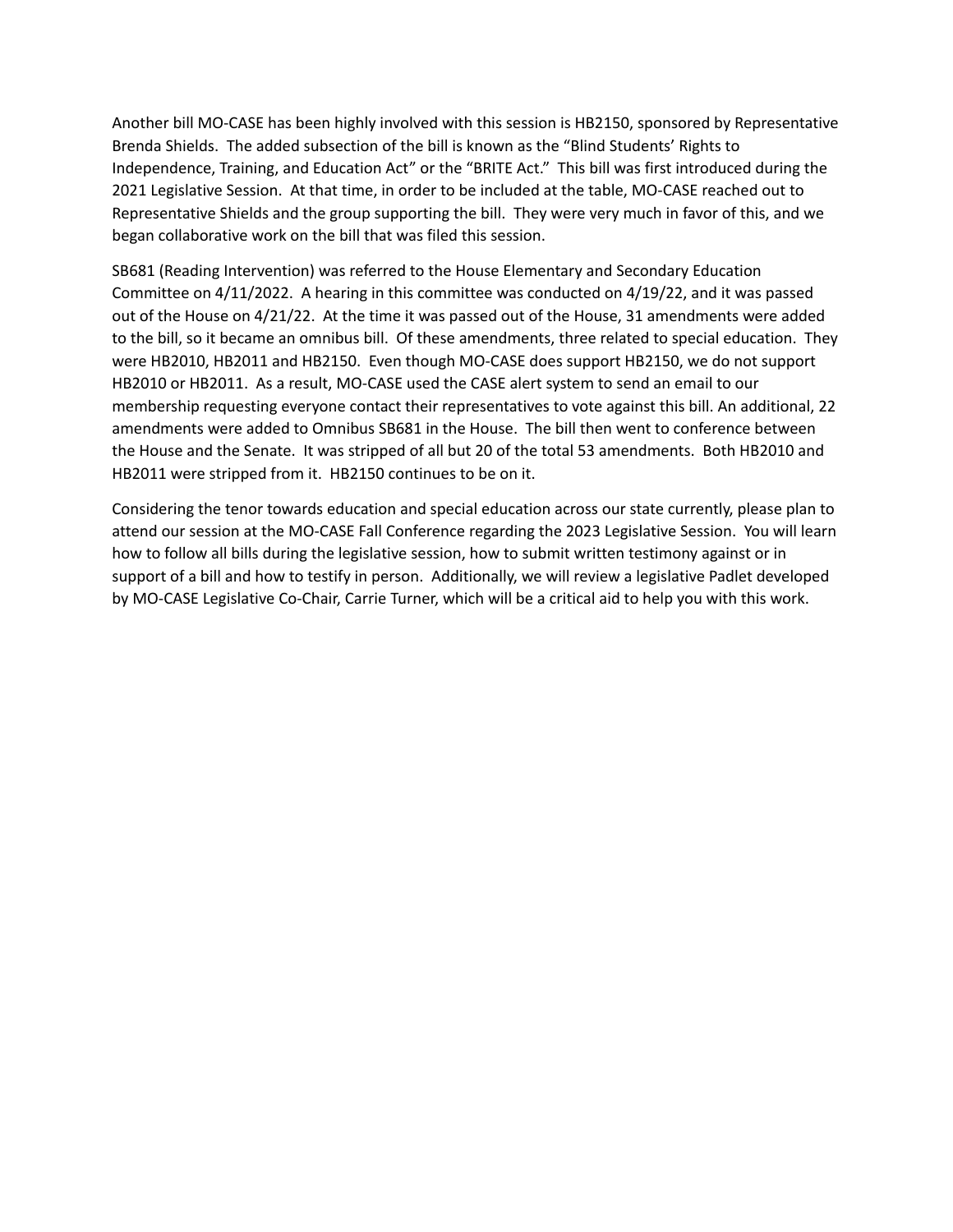Another bill MO-CASE has been highly involved with this session is HB2150, sponsored by Representative Brenda Shields. The added subsection of the bill is known as the "Blind Students' Rights to Independence, Training, and Education Act" or the "BRITE Act." This bill was first introduced during the 2021 Legislative Session. At that time, in order to be included at the table, MO-CASE reached out to Representative Shields and the group supporting the bill. They were very much in favor of this, and we began collaborative work on the bill that was filed this session.

SB681 (Reading Intervention) was referred to the House Elementary and Secondary Education Committee on 4/11/2022. A hearing in this committee was conducted on 4/19/22, and it was passed out of the House on 4/21/22. At the time it was passed out of the House, 31 amendments were added to the bill, so it became an omnibus bill. Of these amendments, three related to special education. They were HB2010, HB2011 and HB2150. Even though MO-CASE does support HB2150, we do not support HB2010 or HB2011. As a result, MO-CASE used the CASE alert system to send an email to our membership requesting everyone contact their representatives to vote against this bill. An additional, 22 amendments were added to Omnibus SB681 in the House. The bill then went to conference between the House and the Senate. It was stripped of all but 20 of the total 53 amendments. Both HB2010 and HB2011 were stripped from it. HB2150 continues to be on it.

Considering the tenor towards education and special education across our state currently, please plan to attend our session at the MO-CASE Fall Conference regarding the 2023 Legislative Session. You will learn how to follow all bills during the legislative session, how to submit written testimony against or in support of a bill and how to testify in person. Additionally, we will review a legislative Padlet developed by MO-CASE Legislative Co-Chair, Carrie Turner, which will be a critical aid to help you with this work.